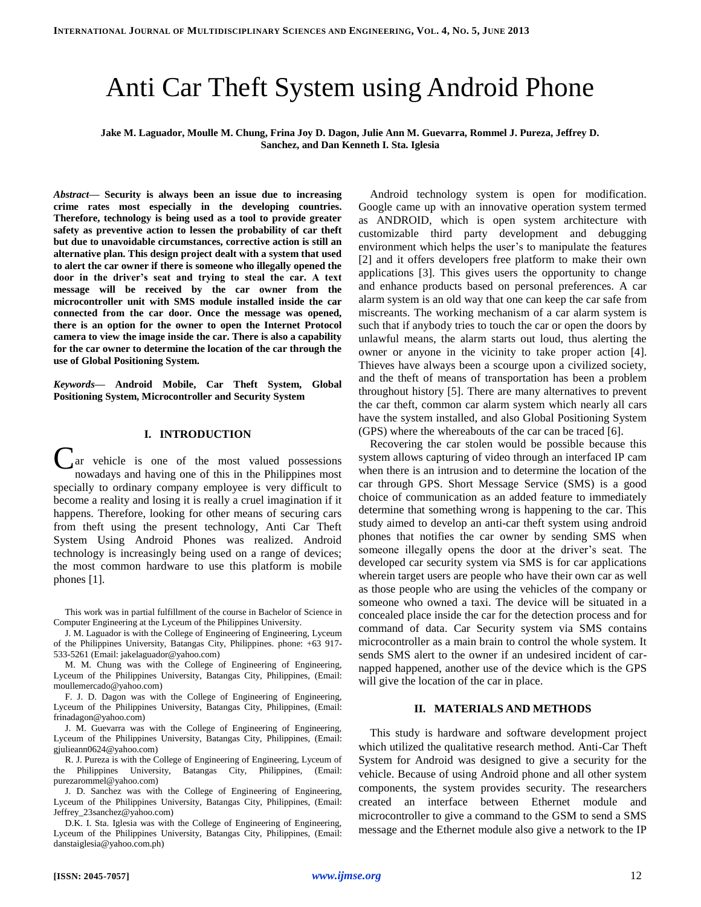# Anti Car Theft System using Android Phone

**Jake M. Laguador, Moulle M. Chung, Frina Joy D. Dagon, Julie Ann M. Guevarra, Rommel J. Pureza, Jeffrey D. Sanchez, and Dan Kenneth I. Sta. Iglesia**

***Abstract*— Security is always been an issue due to increasing crime rates most especially in the developing countries. Therefore, technology is being used as a tool to provide greater safety as preventive action to lessen the probability of car theft but due to unavoidable circumstances, corrective action is still an alternative plan. This design project dealt with a system that used to alert the car owner if there is someone who illegally opened the door in the driver's seat and trying to steal the car. A text message will be received by the car owner from the microcontroller unit with SMS module installed inside the car connected from the car door. Once the message was opened, there is an option for the owner to open the Internet Protocol camera to view the image inside the car. There is also a capability for the car owner to determine the location of the car through the use of Global Positioning System.**

***Keywords*— Android Mobile, Car Theft System, Global Positioning System, Microcontroller and Security System**

## I. INTRODUCTION

Car vehicle is one of the most valued possessions nowadays and having one of this in the Philippines most specially to ordinary company employee is very difficult to become a reality and losing it is really a cruel imagination if it happens. Therefore, looking for other means of securing cars from theft using the present technology, Anti Car Theft System Using Android Phones was realized. Android technology is increasingly being used on a range of devices; the most common hardware to use this platform is mobile phones [1].

This work was in partial fulfillment of the course in Bachelor of Science in Computer Engineering at the Lyceum of the Philippines University.

J. M. Laguador is with the College of Engineering of Engineering, Lyceum of the Philippines University, Batangas City, Philippines. phone: +63 917-533-5261 (Email: jakelaguador@yahoo.com)

M. M. Chung was with the College of Engineering of Engineering, Lyceum of the Philippines University, Batangas City, Philippines, (Email: moullemercado@yahoo.com)

F. J. D. Dagon was with the College of Engineering of Engineering, Lyceum of the Philippines University, Batangas City, Philippines, (Email: frinadagon@yahoo.com)

J. M. Guevarra was with the College of Engineering of Engineering, Lyceum of the Philippines University, Batangas City, Philippines, (Email: gjulieann0624@yahoo.com)

R. J. Pureza is with the College of Engineering of Engineering, Lyceum of the Philippines University, Batangas City, Philippines, (Email: purezarommel@yahoo.com)

J. D. Sanchez was with the College of Engineering of Engineering, Lyceum of the Philippines University, Batangas City, Philippines, (Email: Jeffrey_23sanchez@yahoo.com)

D.K. I. Sta. Iglesia was with the College of Engineering of Engineering, Lyceum of the Philippines University, Batangas City, Philippines, (Email: danstaiglesia@yahoo.com.ph)

Android technology system is open for modification. Google came up with an innovative operation system termed as ANDROID, which is open system architecture with customizable third party development and debugging environment which helps the user's to manipulate the features [2] and it offers developers free platform to make their own applications [3]. This gives users the opportunity to change and enhance products based on personal preferences. A car alarm system is an old way that one can keep the car safe from miscreants. The working mechanism of a car alarm system is such that if anybody tries to touch the car or open the doors by unlawful means, the alarm starts out loud, thus alerting the owner or anyone in the vicinity to take proper action [4]. Thieves have always been a scourge upon a civilized society, and the theft of means of transportation has been a problem throughout history [5]. There are many alternatives to prevent the car theft, common car alarm system which nearly all cars have the system installed, and also Global Positioning System (GPS) where the whereabouts of the car can be traced [6].

Recovering the car stolen would be possible because this system allows capturing of video through an interfaced IP cam when there is an intrusion and to determine the location of the car through GPS. Short Message Service (SMS) is a good choice of communication as an added feature to immediately determine that something wrong is happening to the car. This study aimed to develop an anti-car theft system using android phones that notifies the car owner by sending SMS when someone illegally opens the door at the driver's seat. The developed car security system via SMS is for car applications wherein target users are people who have their own car as well as those people who are using the vehicles of the company or someone who owned a taxi. The device will be situated in a concealed place inside the car for the detection process and for command of data. Car Security system via SMS contains microcontroller as a main brain to control the whole system. It sends SMS alert to the owner if an undesired incident of car-napped happened, another use of the device which is the GPS will give the location of the car in place.

## II. MATERIALS AND METHODS

This study is hardware and software development project which utilized the qualitative research method. Anti-Car Theft System for Android was designed to give a security for the vehicle. Because of using Android phone and all other system components, the system provides security. The researchers created an interface between Ethernet module and microcontroller to give a command to the GSM to send a SMS message and the Ethernet module also give a network to the IP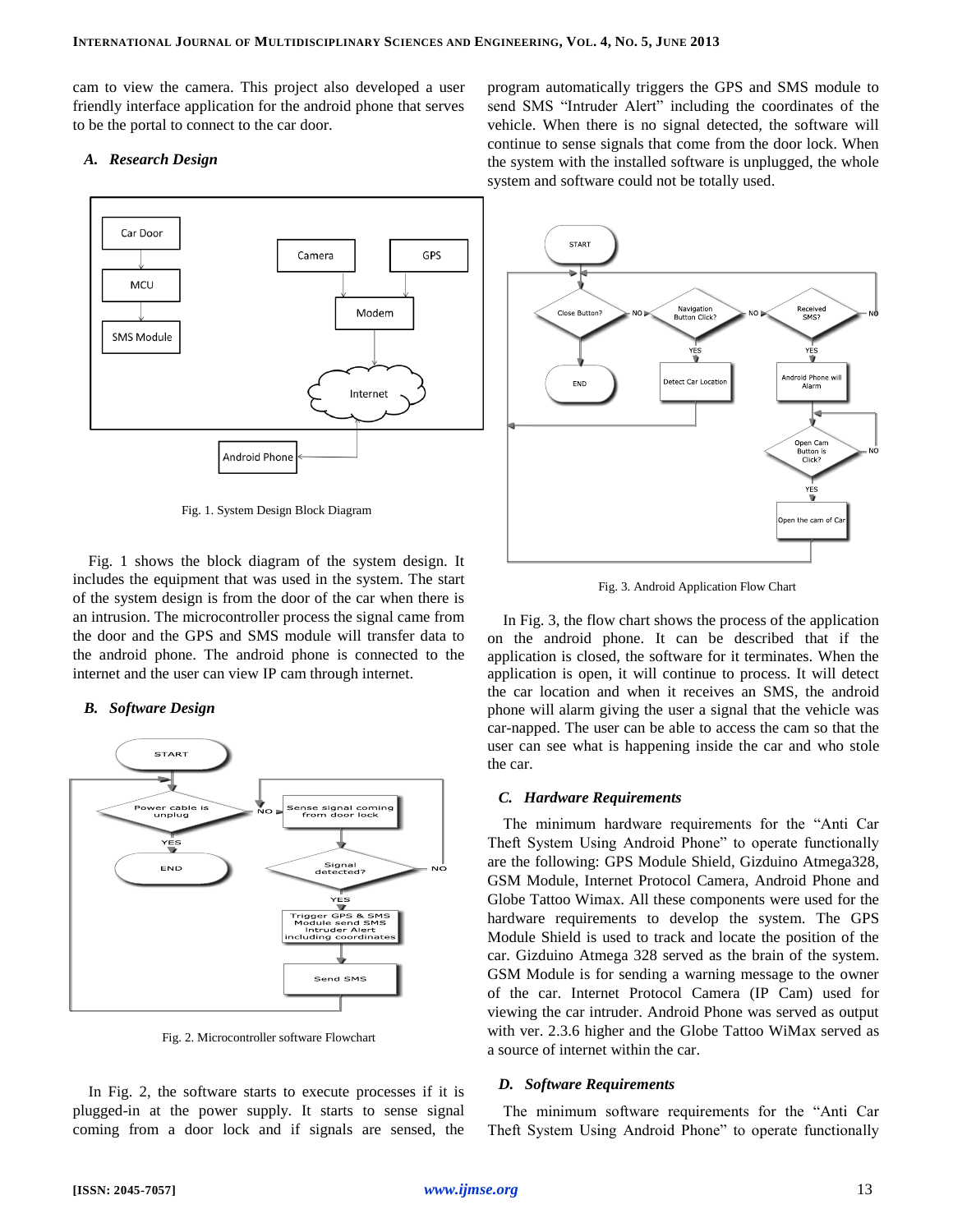cam to view the camera. This project also developed a user friendly interface application for the android phone that serves to be the portal to connect to the car door.

### A. Research Design

Fig. 1. System Design Block Diagram

Fig. 1 shows the block diagram of the system design. It includes the equipment that was used in the system. The start of the system design is from the door of the car when there is an intrusion. The microcontroller process the signal came from the door and the GPS and SMS module will transfer data to the android phone. The android phone is connected to the internet and the user can view IP cam through internet.

### B. Software Design

Fig. 2. Microcontroller software Flowchart

In Fig. 2, the software starts to execute processes if it is plugged-in at the power supply. It starts to sense signal coming from a door lock and if signals are sensed, the program automatically triggers the GPS and SMS module to send SMS "Intruder Alert" including the coordinates of the vehicle. When there is no signal detected, the software will continue to sense signals that come from the door lock. When the system with the installed software is unplugged, the whole system and software could not be totally used.

Fig. 3. Android Application Flow Chart

In Fig. 3, the flow chart shows the process of the application on the android phone. It can be described that if the application is closed, the software for it terminates. When the application is open, it will continue to process. It will detect the car location and when it receives an SMS, the android phone will alarm giving the user a signal that the vehicle was car-napped. The user can be able to access the cam so that the user can see what is happening inside the car and who stole the car.

### C. Hardware Requirements

The minimum hardware requirements for the "Anti Car Theft System Using Android Phone" to operate functionally are the following: GPS Module Shield, Gizduino Atmega328, GSM Module, Internet Protocol Camera, Android Phone and Globe Tattoo Wimax. All these components were used for the hardware requirements to develop the system. The GPS Module Shield is used to track and locate the position of the car. Gizduino Atmega 328 served as the brain of the system. GSM Module is for sending a warning message to the owner of the car. Internet Protocol Camera (IP Cam) used for viewing the car intruder. Android Phone was served as output with ver. 2.3.6 higher and the Globe Tattoo WiMax served as a source of internet within the car.

### D. Software Requirements

The minimum software requirements for the "Anti Car Theft System Using Android Phone" to operate functionally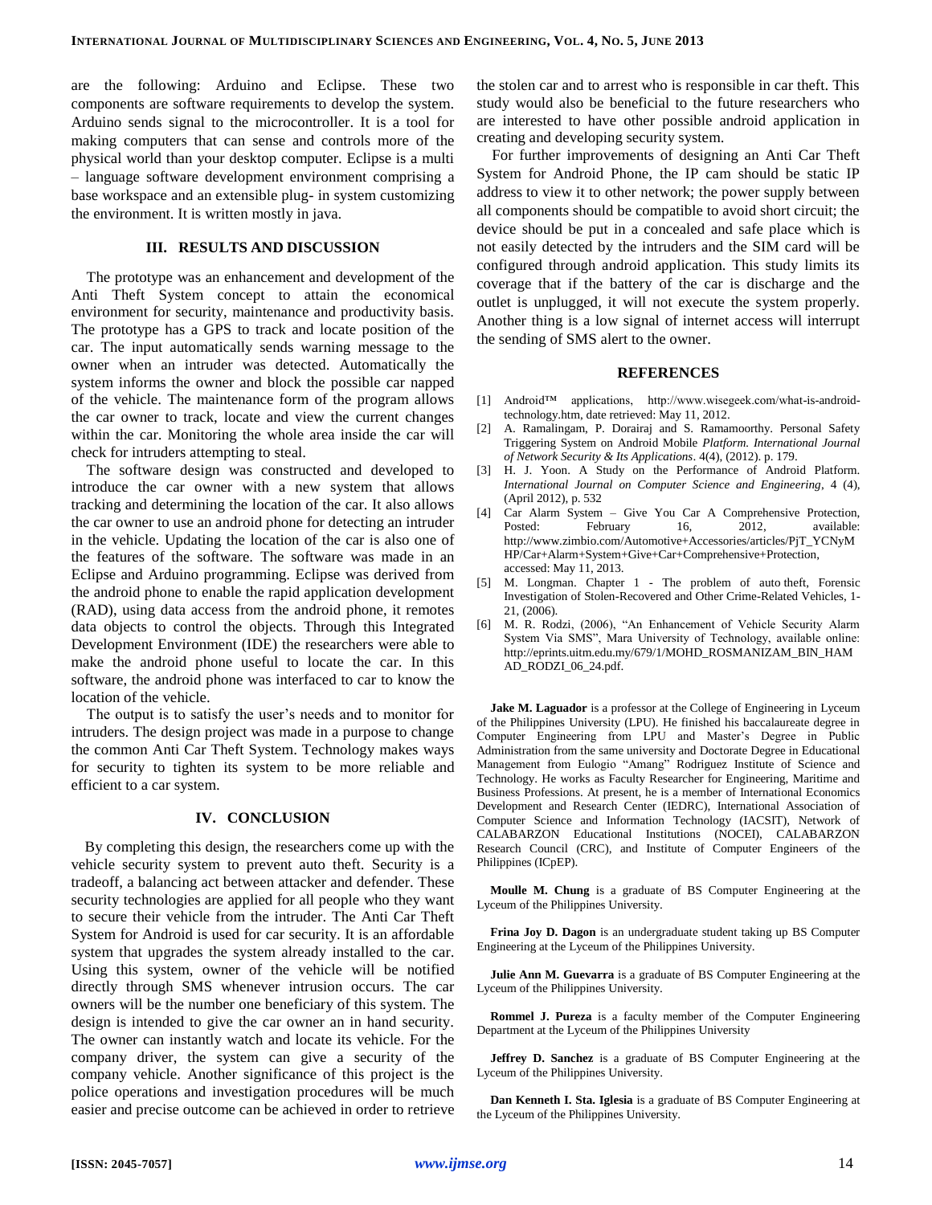are the following: Arduino and Eclipse. These two components are software requirements to develop the system. Arduino sends signal to the microcontroller. It is a tool for making computers that can sense and controls more of the physical world than your desktop computer. Eclipse is a multi – language software development environment comprising a base workspace and an extensible plug- in system customizing the environment. It is written mostly in java.

## III. RESULTS AND DISCUSSION

The prototype was an enhancement and development of the Anti Theft System concept to attain the economical environment for security, maintenance and productivity basis. The prototype has a GPS to track and locate position of the car. The input automatically sends warning message to the owner when an intruder was detected. Automatically the system informs the owner and block the possible car napped of the vehicle. The maintenance form of the program allows the car owner to track, locate and view the current changes within the car. Monitoring the whole area inside the car will check for intruders attempting to steal.

The software design was constructed and developed to introduce the car owner with a new system that allows tracking and determining the location of the car. It also allows the car owner to use an android phone for detecting an intruder in the vehicle. Updating the location of the car is also one of the features of the software. The software was made in an Eclipse and Arduino programming. Eclipse was derived from the android phone to enable the rapid application development (RAD), using data access from the android phone, it remotes data objects to control the objects. Through this Integrated Development Environment (IDE) the researchers were able to make the android phone useful to locate the car. In this software, the android phone was interfaced to car to know the location of the vehicle.

The output is to satisfy the user's needs and to monitor for intruders. The design project was made in a purpose to change the common Anti Car Theft System. Technology makes ways for security to tighten its system to be more reliable and efficient to a car system.

## IV. CONCLUSION

By completing this design, the researchers come up with the vehicle security system to prevent auto theft. Security is a tradeoff, a balancing act between attacker and defender. These security technologies are applied for all people who they want to secure their vehicle from the intruder. The Anti Car Theft System for Android is used for car security. It is an affordable system that upgrades the system already installed to the car. Using this system, owner of the vehicle will be notified directly through SMS whenever intrusion occurs. The car owners will be the number one beneficiary of this system. The design is intended to give the car owner an in hand security. The owner can instantly watch and locate its vehicle. For the company driver, the system can give a security of the company vehicle. Another significance of this project is the police operations and investigation procedures will be much easier and precise outcome can be achieved in order to retrieve the stolen car and to arrest who is responsible in car theft. This study would also be beneficial to the future researchers who are interested to have other possible android application in creating and developing security system.

For further improvements of designing an Anti Car Theft System for Android Phone, the IP cam should be static IP address to view it to other network; the power supply between all components should be compatible to avoid short circuit; the device should be put in a concealed and safe place which is not easily detected by the intruders and the SIM card will be configured through android application. This study limits its coverage that if the battery of the car is discharge and the outlet is unplugged, it will not execute the system properly. Another thing is a low signal of internet access will interrupt the sending of SMS alert to the owner.

## REFERENCES

[1] Android™ applications, http://www.wisegeek.com/what-is-android-technology.htm, date retrieved: May 11, 2012.

[2] A. Ramalingam, P. Dorairaj and S. Ramamoorthy. Personal Safety Triggering System on Android Mobile *Platform. International Journal of Network Security & Its Applications*. 4(4), (2012). p. 179.

[3] H. J. Yoon. A Study on the Performance of Android Platform. *International Journal on Computer Science and Engineering*, 4 (4), (April 2012), p. 532

[4] Car Alarm System – Give You Car A Comprehensive Protection, Posted: February 16, 2012, available: http://www.zimbio.com/Automotive+Accessories/articles/PjT_YCNyMHP/Car+Alarm+System+Give+Car+Comprehensive+Protection, accessed: May 11, 2013.

[5] M. Longman. Chapter 1 - The problem of auto theft, Forensic Investigation of Stolen-Recovered and Other Crime-Related Vehicles, 1-21, (2006).

[6] M. R. Rodzi, (2006), "An Enhancement of Vehicle Security Alarm System Via SMS", Mara University of Technology, available online: http://eprints.uitm.edu.my/679/1/MOHD_ROSMANIZAM_BIN_HAMAD_RODZI_06_24.pdf.

**Jake M. Laguador** is a professor at the College of Engineering in Lyceum of the Philippines University (LPU). He finished his baccalaureate degree in Computer Engineering from LPU and Master's Degree in Public Administration from the same university and Doctorate Degree in Educational Management from Eulogio "Amang" Rodriguez Institute of Science and Technology. He works as Faculty Researcher for Engineering, Maritime and Business Professions. At present, he is a member of International Economics Development and Research Center (IEDRC), International Association of Computer Science and Information Technology (IACSIT), Network of CALABARZON Educational Institutions (NOCEI), CALABARZON Research Council (CRC), and Institute of Computer Engineers of the Philippines (ICpEP).

**Moulle M. Chung** is a graduate of BS Computer Engineering at the Lyceum of the Philippines University.

**Frina Joy D. Dagon** is an undergraduate student taking up BS Computer Engineering at the Lyceum of the Philippines University.

**Julie Ann M. Guevarra** is a graduate of BS Computer Engineering at the Lyceum of the Philippines University.

**Rommel J. Pureza** is a faculty member of the Computer Engineering Department at the Lyceum of the Philippines University

**Jeffrey D. Sanchez** is a graduate of BS Computer Engineering at the Lyceum of the Philippines University.

**Dan Kenneth I. Sta. Iglesia** is a graduate of BS Computer Engineering at the Lyceum of the Philippines University.